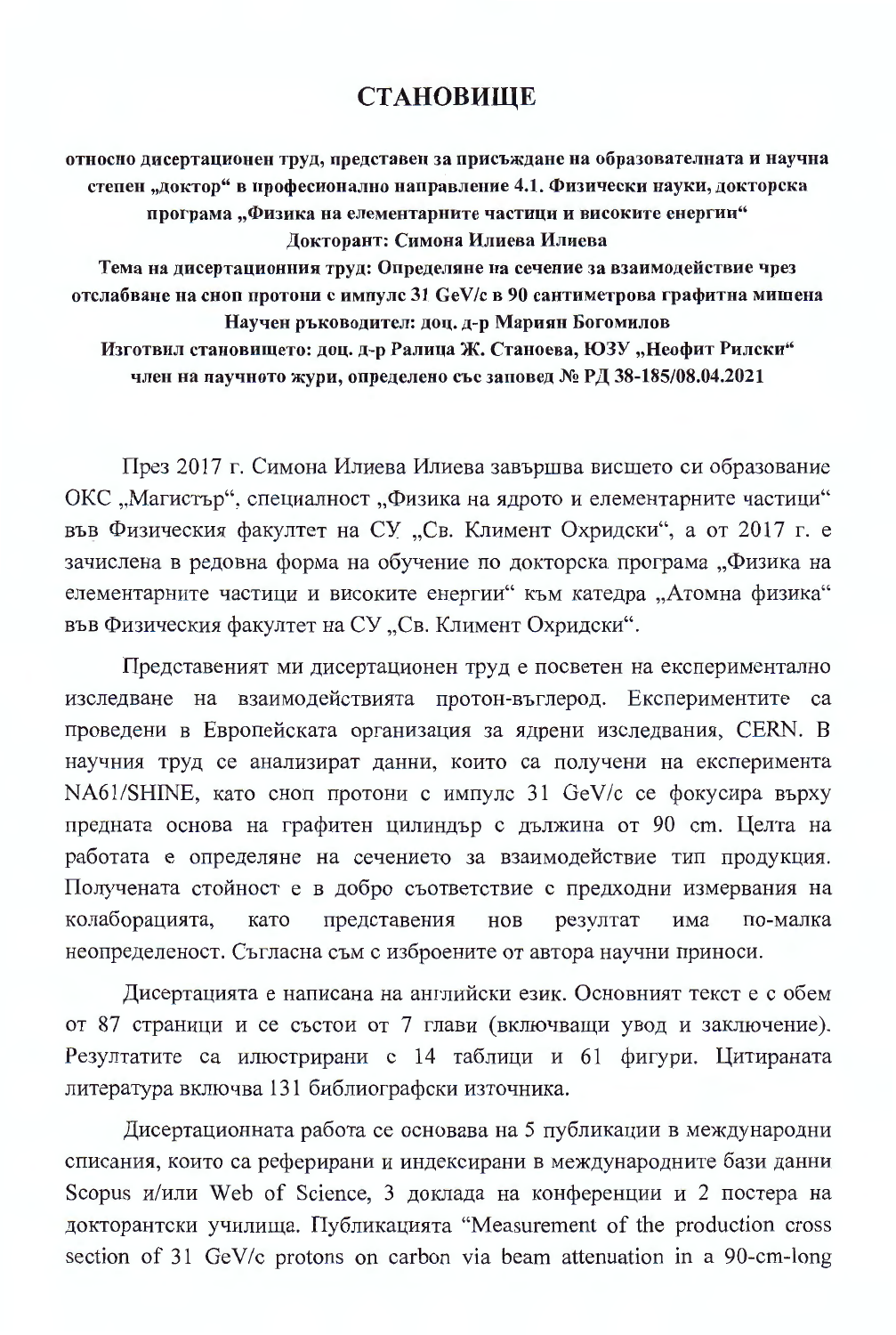# СТАНОВИЩЕ

**относно дисертационен труд, представен за присъждане на образователната и научна степен „доктор" в професионално направление 4.1. Физически науки, докторска програма „Физика на елементарните частици и високите енергии"**
**Докторант: Симона Илиева Илиева**
**Тема на дисертационния труд: Определяне на сечение за взаимодействие чрез отслабване на сноп протони с импулс 31 GeV/c в 90 сантиметрова графитна мишена**
**Научен ръководител: доц. д-р Мариян Богомилов**
**Изготвил становището: доц. д-р Ралица Ж. Станоева, ЮЗУ „Неофит Рилски" член на научното жури, определено със заповед № РД 38-185/08.04.2021**

През 2017 г. Симона Илиева Илиева завършва висшето си образование ОКС „Магистър", специалност „Физика на ядрото и елементарните частици" във Физическия факултет на СУ „Св. Климент Охридски", а от 2017 г. е зачислена в редовна форма на обучение по докторска програма „Физика на елементарните частици и високите енергии" към катедра „Атомна физика" във Физическия факултет на СУ „Св. Климент Охридски".

Представеният ми дисертационен труд е посветен на експериментално изследване на взаимодействията протон-въглерод. Експериментите са проведени в Европейската организация за ядрени изследвания, CERN. В научния труд се анализират данни, които са получени на експеримента NA61/SHINE, като сноп протони с импулс 31 GeV/c се фокусира върху предната основа на графитен цилиндър с дължина от 90 cm. Целта на работата е определяне на сечението за взаимодействие тип продукция. Получената стойност е в добро съответствие с предходни измервания на колаборацията, като представения нов резултат има по-малка неопределеност. Съгласна съм с изброените от автора научни приноси.

Дисертацията е написана на английски език. Основният текст е с обем от 87 страници и се състои от 7 глави (включващи увод и заключение). Резултатите са илюстрирани с 14 таблици и 61 фигури. Цитираната литература включва 131 библиографски източника.

Дисертационната работа се основава на 5 публикации в международни списания, които са реферирани и индексирани в международните бази данни Scopus и/или Web of Science, 3 доклада на конференции и 2 постера на докторантски училища. Публикацията "Measurement of the production cross section of 31 GeV/c protons on carbon via beam attenuation in a 90-cm-long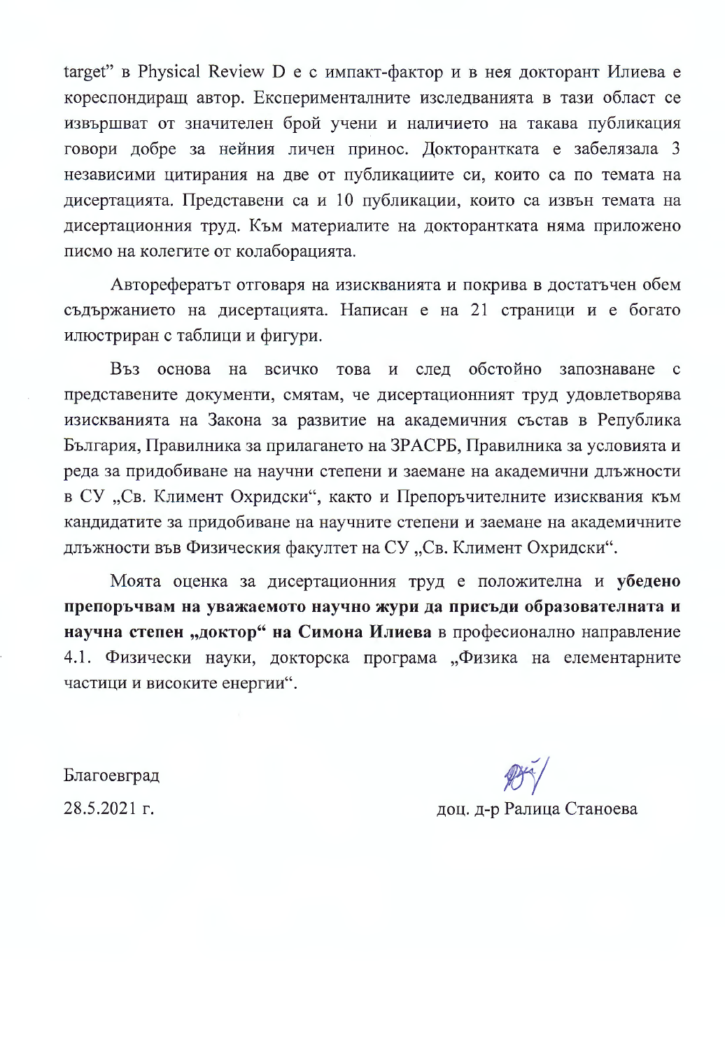target” в Physical Review D е с импакт-фактор и в нея докторант Илиева е кореспондиращ автор. Експерименталните изследванията в тази област се извършват от значителен брой учени и наличието на такава публикация говори добре за нейния личен принос. Докторантката е забелязала 3 независими цитирания на две от публикациите си, които са по темата на дисертацията. Представени са и 10 публикации, които са извън темата на дисертационния труд. Към материалите на докторантката няма приложено писмо на колегите от колаборацията.

Авторефератът отговаря на изискванията и покрива в достатъчен обем съдържанието на дисертацията. Написан е на 21 страници и е богато илюстриран с таблици и фигури.

Въз основа на всичко това и след обстойно запознаване с представените документи, смятам, че дисертационният труд удовлетворява изискванията на Закона за развитие на академичния състав в Република България, Правилника за прилагането на ЗРАСРБ, Правилника за условията и реда за придобиване на научни степени и заемане на академични длъжности в СУ „Св. Климент Охридски“, както и Препоръчителните изисквания към кандидатите за придобиване на научните степени и заемане на академичните длъжности във Физическия факултет на СУ „Св. Климент Охридски“.

Моята оценка за дисертационния труд е положителна и **убедено препоръчвам на уважаемото научно жури да присъди образователната и научна степен „доктор“ на Симона Илиева** в професионално направление 4.1. Физически науки, докторска програма „Физика на елементарните частици и високите енергии“.

Благоевград

28.5.2021 г.

доц. д-р Ралица Станоева